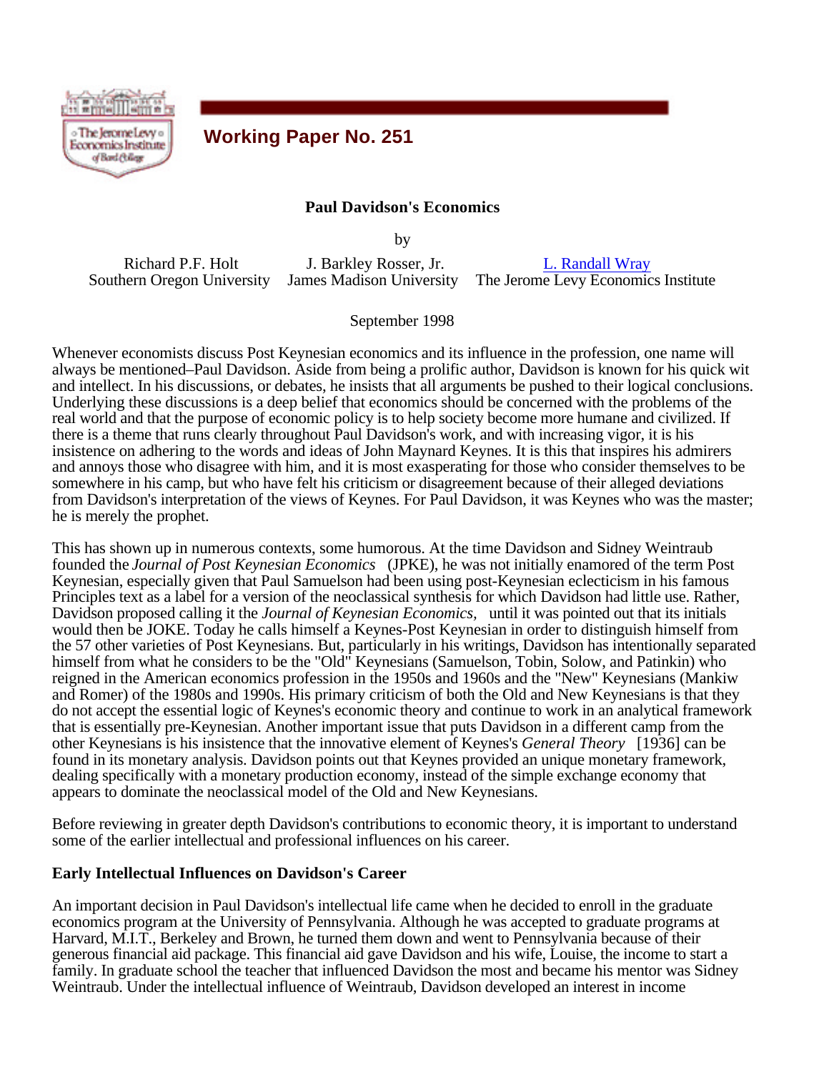**Working Paper No. 251**

# Paul Davidson's Economics

by

Richard P.F. Holt, Southern Oregon University
J. Barkley Rosser, Jr., James Madison University
L. Randall Wray, The Jerome Levy Economics Institute

September 1998

Whenever economists discuss Post Keynesian economics and its influence in the profession, one name will always be mentioned–Paul Davidson. Aside from being a prolific author, Davidson is known for his quick wit and intellect. In his discussions, or debates, he insists that all arguments be pushed to their logical conclusions. Underlying these discussions is a deep belief that economics should be concerned with the problems of the real world and that the purpose of economic policy is to help society become more humane and civilized. If there is a theme that runs clearly throughout Paul Davidson's work, and with increasing vigor, it is his insistence on adhering to the words and ideas of John Maynard Keynes. It is this that inspires his admirers and annoys those who disagree with him, and it is most exasperating for those who consider themselves to be somewhere in his camp, but who have felt his criticism or disagreement because of their alleged deviations from Davidson's interpretation of the views of Keynes. For Paul Davidson, it was Keynes who was the master; he is merely the prophet.

This has shown up in numerous contexts, some humorous. At the time Davidson and Sidney Weintraub founded the *Journal of Post Keynesian Economics* (JPKE), he was not initially enamored of the term Post Keynesian, especially given that Paul Samuelson had been using post-Keynesian eclecticism in his famous Principles text as a label for a version of the neoclassical synthesis for which Davidson had little use. Rather, Davidson proposed calling it the *Journal of Keynesian Economics*, until it was pointed out that its initials would then be JOKE. Today he calls himself a Keynes-Post Keynesian in order to distinguish himself from the 57 other varieties of Post Keynesians. But, particularly in his writings, Davidson has intentionally separated himself from what he considers to be the "Old" Keynesians (Samuelson, Tobin, Solow, and Patinkin) who reigned in the American economics profession in the 1950s and 1960s and the "New" Keynesians (Mankiw and Romer) of the 1980s and 1990s. His primary criticism of both the Old and New Keynesians is that they do not accept the essential logic of Keynes's economic theory and continue to work in an analytical framework that is essentially pre-Keynesian. Another important issue that puts Davidson in a different camp from the other Keynesians is his insistence that the innovative element of Keynes's *General Theory* [1936] can be found in its monetary analysis. Davidson points out that Keynes provided an unique monetary framework, dealing specifically with a monetary production economy, instead of the simple exchange economy that appears to dominate the neoclassical model of the Old and New Keynesians.

Before reviewing in greater depth Davidson's contributions to economic theory, it is important to understand some of the earlier intellectual and professional influences on his career.

## Early Intellectual Influences on Davidson's Career

An important decision in Paul Davidson's intellectual life came when he decided to enroll in the graduate economics program at the University of Pennsylvania. Although he was accepted to graduate programs at Harvard, M.I.T., Berkeley and Brown, he turned them down and went to Pennsylvania because of their generous financial aid package. This financial aid gave Davidson and his wife, Louise, the income to start a family. In graduate school the teacher that influenced Davidson the most and became his mentor was Sidney Weintraub. Under the intellectual influence of Weintraub, Davidson developed an interest in income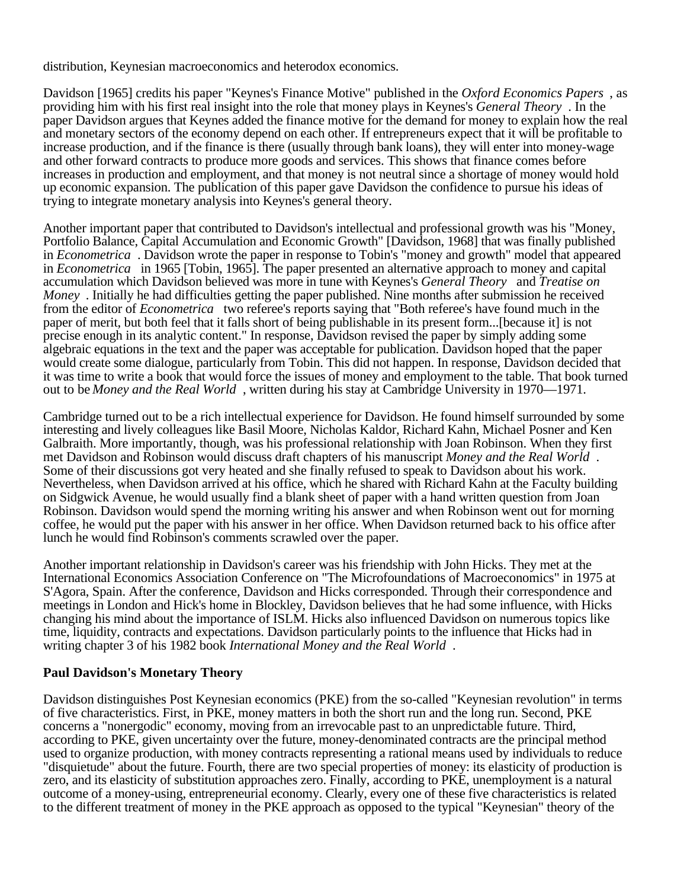distribution, Keynesian macroeconomics and heterodox economics.

Davidson [1965] credits his paper "Keynes's Finance Motive" published in the *Oxford Economics Papers*, as providing him with his first real insight into the role that money plays in Keynes's *General Theory*. In the paper Davidson argues that Keynes added the finance motive for the demand for money to explain how the real and monetary sectors of the economy depend on each other. If entrepreneurs expect that it will be profitable to increase production, and if the finance is there (usually through bank loans), they will enter into money-wage and other forward contracts to produce more goods and services. This shows that finance comes before increases in production and employment, and that money is not neutral since a shortage of money would hold up economic expansion. The publication of this paper gave Davidson the confidence to pursue his ideas of trying to integrate monetary analysis into Keynes's general theory.

Another important paper that contributed to Davidson's intellectual and professional growth was his "Money, Portfolio Balance, Capital Accumulation and Economic Growth" [Davidson, 1968] that was finally published in *Econometrica*. Davidson wrote the paper in response to Tobin's "money and growth" model that appeared in *Econometrica* in 1965 [Tobin, 1965]. The paper presented an alternative approach to money and capital accumulation which Davidson believed was more in tune with Keynes's *General Theory* and *Treatise on Money*. Initially he had difficulties getting the paper published. Nine months after submission he received from the editor of *Econometrica* two referee's reports saying that "Both referee's have found much in the paper of merit, but both feel that it falls short of being publishable in its present form...[because it] is not precise enough in its analytic content." In response, Davidson revised the paper by simply adding some algebraic equations in the text and the paper was acceptable for publication. Davidson hoped that the paper would create some dialogue, particularly from Tobin. This did not happen. In response, Davidson decided that it was time to write a book that would force the issues of money and employment to the table. That book turned out to be *Money and the Real World*, written during his stay at Cambridge University in 1970—1971.

Cambridge turned out to be a rich intellectual experience for Davidson. He found himself surrounded by some interesting and lively colleagues like Basil Moore, Nicholas Kaldor, Richard Kahn, Michael Posner and Ken Galbraith. More importantly, though, was his professional relationship with Joan Robinson. When they first met Davidson and Robinson would discuss draft chapters of his manuscript *Money and the Real World*. Some of their discussions got very heated and she finally refused to speak to Davidson about his work. Nevertheless, when Davidson arrived at his office, which he shared with Richard Kahn at the Faculty building on Sidgwick Avenue, he would usually find a blank sheet of paper with a hand written question from Joan Robinson. Davidson would spend the morning writing his answer and when Robinson went out for morning coffee, he would put the paper with his answer in her office. When Davidson returned back to his office after lunch he would find Robinson's comments scrawled over the paper.

Another important relationship in Davidson's career was his friendship with John Hicks. They met at the International Economics Association Conference on "The Microfoundations of Macroeconomics" in 1975 at S'Agora, Spain. After the conference, Davidson and Hicks corresponded. Through their correspondence and meetings in London and Hick's home in Blockley, Davidson believes that he had some influence, with Hicks changing his mind about the importance of ISLM. Hicks also influenced Davidson on numerous topics like time, liquidity, contracts and expectations. Davidson particularly points to the influence that Hicks had in writing chapter 3 of his 1982 book *International Money and the Real World*.

## Paul Davidson's Monetary Theory

Davidson distinguishes Post Keynesian economics (PKE) from the so-called "Keynesian revolution" in terms of five characteristics. First, in PKE, money matters in both the short run and the long run. Second, PKE concerns a "nonergodic" economy, moving from an irrevocable past to an unpredictable future. Third, according to PKE, given uncertainty over the future, money-denominated contracts are the principal method used to organize production, with money contracts representing a rational means used by individuals to reduce "disquietude" about the future. Fourth, there are two special properties of money: its elasticity of production is zero, and its elasticity of substitution approaches zero. Finally, according to PKE, unemployment is a natural outcome of a money-using, entrepreneurial economy. Clearly, every one of these five characteristics is related to the different treatment of money in the PKE approach as opposed to the typical "Keynesian" theory of the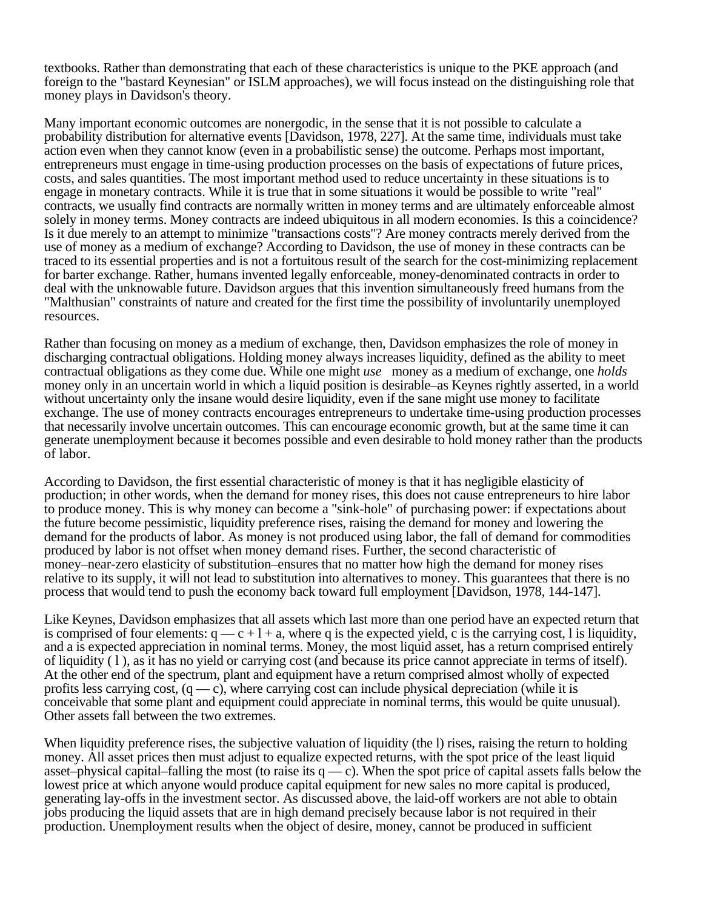textbooks. Rather than demonstrating that each of these characteristics is unique to the PKE approach (and foreign to the "bastard Keynesian" or ISLM approaches), we will focus instead on the distinguishing role that money plays in Davidson's theory.

Many important economic outcomes are nonergodic, in the sense that it is not possible to calculate a probability distribution for alternative events [Davidson, 1978, 227]. At the same time, individuals must take action even when they cannot know (even in a probabilistic sense) the outcome. Perhaps most important, entrepreneurs must engage in time-using production processes on the basis of expectations of future prices, costs, and sales quantities. The most important method used to reduce uncertainty in these situations is to engage in monetary contracts. While it is true that in some situations it would be possible to write "real" contracts, we usually find contracts are normally written in money terms and are ultimately enforceable almost solely in money terms. Money contracts are indeed ubiquitous in all modern economies. Is this a coincidence? Is it due merely to an attempt to minimize "transactions costs"? Are money contracts merely derived from the use of money as a medium of exchange? According to Davidson, the use of money in these contracts can be traced to its essential properties and is not a fortuitous result of the search for the cost-minimizing replacement for barter exchange. Rather, humans invented legally enforceable, money-denominated contracts in order to deal with the unknowable future. Davidson argues that this invention simultaneously freed humans from the "Malthusian" constraints of nature and created for the first time the possibility of involuntarily unemployed resources.

Rather than focusing on money as a medium of exchange, then, Davidson emphasizes the role of money in discharging contractual obligations. Holding money always increases liquidity, defined as the ability to meet contractual obligations as they come due. While one might *use* money as a medium of exchange, one *holds* money only in an uncertain world in which a liquid position is desirable–as Keynes rightly asserted, in a world without uncertainty only the insane would desire liquidity, even if the sane might use money to facilitate exchange. The use of money contracts encourages entrepreneurs to undertake time-using production processes that necessarily involve uncertain outcomes. This can encourage economic growth, but at the same time it can generate unemployment because it becomes possible and even desirable to hold money rather than the products of labor.

According to Davidson, the first essential characteristic of money is that it has negligible elasticity of production; in other words, when the demand for money rises, this does not cause entrepreneurs to hire labor to produce money. This is why money can become a "sink-hole" of purchasing power: if expectations about the future become pessimistic, liquidity preference rises, raising the demand for money and lowering the demand for the products of labor. As money is not produced using labor, the fall of demand for commodities produced by labor is not offset when money demand rises. Further, the second characteristic of money–near-zero elasticity of substitution–ensures that no matter how high the demand for money rises relative to its supply, it will not lead to substitution into alternatives to money. This guarantees that there is no process that would tend to push the economy back toward full employment [Davidson, 1978, 144-147].

Like Keynes, Davidson emphasizes that all assets which last more than one period have an expected return that is comprised of four elements: $q - c + l + a$, where q is the expected yield, c is the carrying cost, l is liquidity, and a is expected appreciation in nominal terms. Money, the most liquid asset, has a return comprised entirely of liquidity ( $l$ ), as it has no yield or carrying cost (and because its price cannot appreciate in terms of itself). At the other end of the spectrum, plant and equipment have a return comprised almost wholly of expected profits less carrying cost, $(q - c)$, where carrying cost can include physical depreciation (while it is conceivable that some plant and equipment could appreciate in nominal terms, this would be quite unusual). Other assets fall between the two extremes.

When liquidity preference rises, the subjective valuation of liquidity (the l) rises, raising the return to holding money. All asset prices then must adjust to equalize expected returns, with the spot price of the least liquid asset–physical capital–falling the most (to raise its $q - c$). When the spot price of capital assets falls below the lowest price at which anyone would produce capital equipment for new sales no more capital is produced, generating lay-offs in the investment sector. As discussed above, the laid-off workers are not able to obtain jobs producing the liquid assets that are in high demand precisely because labor is not required in their production. Unemployment results when the object of desire, money, cannot be produced in sufficient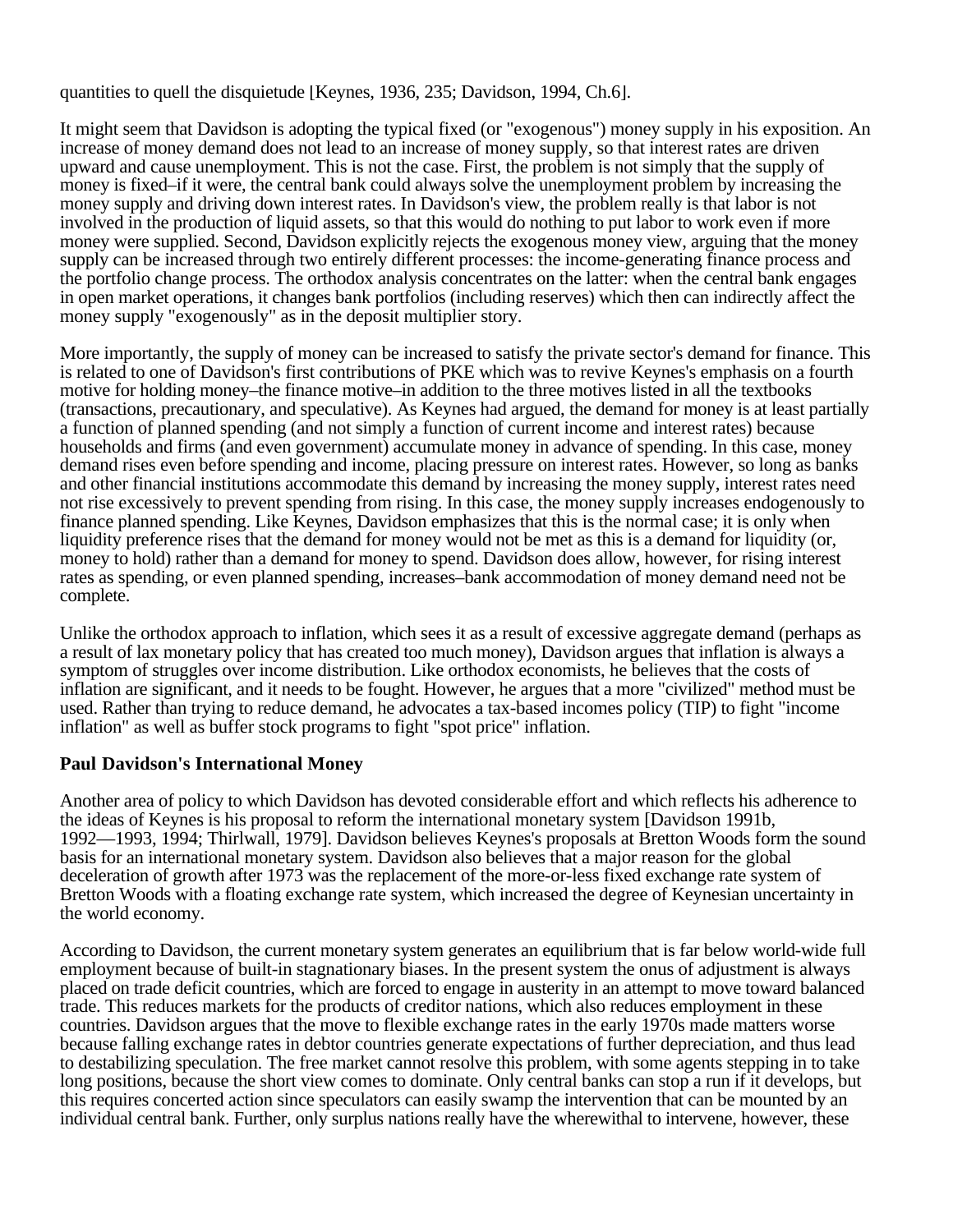quantities to quell the disquietude [Keynes, 1936, 235; Davidson, 1994, Ch.6].

It might seem that Davidson is adopting the typical fixed (or "exogenous") money supply in his exposition. An increase of money demand does not lead to an increase of money supply, so that interest rates are driven upward and cause unemployment. This is not the case. First, the problem is not simply that the supply of money is fixed–if it were, the central bank could always solve the unemployment problem by increasing the money supply and driving down interest rates. In Davidson's view, the problem really is that labor is not involved in the production of liquid assets, so that this would do nothing to put labor to work even if more money were supplied. Second, Davidson explicitly rejects the exogenous money view, arguing that the money supply can be increased through two entirely different processes: the income-generating finance process and the portfolio change process. The orthodox analysis concentrates on the latter: when the central bank engages in open market operations, it changes bank portfolios (including reserves) which then can indirectly affect the money supply "exogenously" as in the deposit multiplier story.

More importantly, the supply of money can be increased to satisfy the private sector's demand for finance. This is related to one of Davidson's first contributions of PKE which was to revive Keynes's emphasis on a fourth motive for holding money–the finance motive–in addition to the three motives listed in all the textbooks (transactions, precautionary, and speculative). As Keynes had argued, the demand for money is at least partially a function of planned spending (and not simply a function of current income and interest rates) because households and firms (and even government) accumulate money in advance of spending. In this case, money demand rises even before spending and income, placing pressure on interest rates. However, so long as banks and other financial institutions accommodate this demand by increasing the money supply, interest rates need not rise excessively to prevent spending from rising. In this case, the money supply increases endogenously to finance planned spending. Like Keynes, Davidson emphasizes that this is the normal case; it is only when liquidity preference rises that the demand for money would not be met as this is a demand for liquidity (or, money to hold) rather than a demand for money to spend. Davidson does allow, however, for rising interest rates as spending, or even planned spending, increases–bank accommodation of money demand need not be complete.

Unlike the orthodox approach to inflation, which sees it as a result of excessive aggregate demand (perhaps as a result of lax monetary policy that has created too much money), Davidson argues that inflation is always a symptom of struggles over income distribution. Like orthodox economists, he believes that the costs of inflation are significant, and it needs to be fought. However, he argues that a more "civilized" method must be used. Rather than trying to reduce demand, he advocates a tax-based incomes policy (TIP) to fight "income inflation" as well as buffer stock programs to fight "spot price" inflation.

### Paul Davidson's International Money

Another area of policy to which Davidson has devoted considerable effort and which reflects his adherence to the ideas of Keynes is his proposal to reform the international monetary system [Davidson 1991b, 1992—1993, 1994; Thirlwall, 1979]. Davidson believes Keynes's proposals at Bretton Woods form the sound basis for an international monetary system. Davidson also believes that a major reason for the global deceleration of growth after 1973 was the replacement of the more-or-less fixed exchange rate system of Bretton Woods with a floating exchange rate system, which increased the degree of Keynesian uncertainty in the world economy.

According to Davidson, the current monetary system generates an equilibrium that is far below world-wide full employment because of built-in stagnationary biases. In the present system the onus of adjustment is always placed on trade deficit countries, which are forced to engage in austerity in an attempt to move toward balanced trade. This reduces markets for the products of creditor nations, which also reduces employment in these countries. Davidson argues that the move to flexible exchange rates in the early 1970s made matters worse because falling exchange rates in debtor countries generate expectations of further depreciation, and thus lead to destabilizing speculation. The free market cannot resolve this problem, with some agents stepping in to take long positions, because the short view comes to dominate. Only central banks can stop a run if it develops, but this requires concerted action since speculators can easily swamp the intervention that can be mounted by an individual central bank. Further, only surplus nations really have the wherewithal to intervene, however, these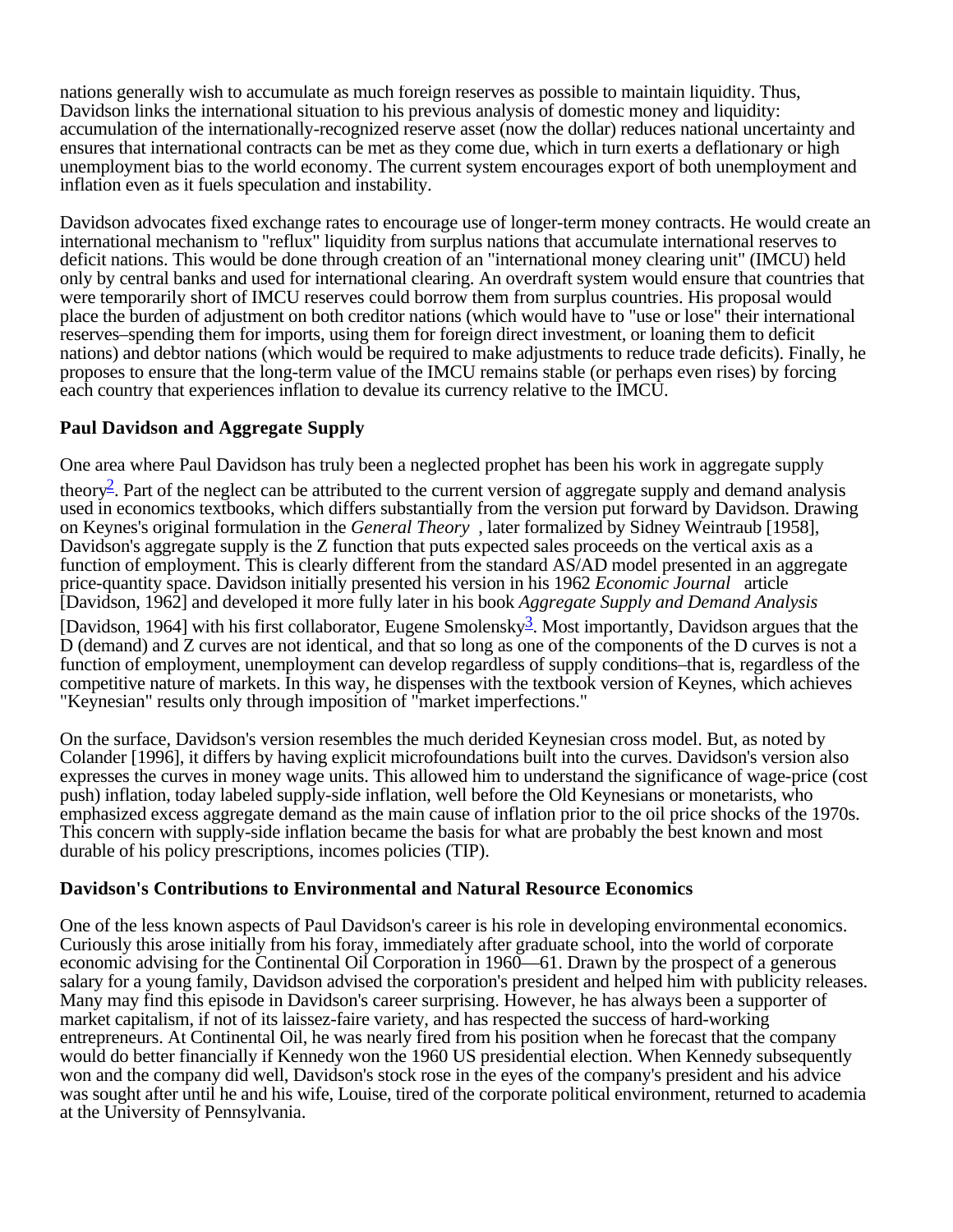nations generally wish to accumulate as much foreign reserves as possible to maintain liquidity. Thus, Davidson links the international situation to his previous analysis of domestic money and liquidity: accumulation of the internationally-recognized reserve asset (now the dollar) reduces national uncertainty and ensures that international contracts can be met as they come due, which in turn exerts a deflationary or high unemployment bias to the world economy. The current system encourages export of both unemployment and inflation even as it fuels speculation and instability.

Davidson advocates fixed exchange rates to encourage use of longer-term money contracts. He would create an international mechanism to "reflux" liquidity from surplus nations that accumulate international reserves to deficit nations. This would be done through creation of an "international money clearing unit" (IMCU) held only by central banks and used for international clearing. An overdraft system would ensure that countries that were temporarily short of IMCU reserves could borrow them from surplus countries. His proposal would place the burden of adjustment on both creditor nations (which would have to "use or lose" their international reserves–spending them for imports, using them for foreign direct investment, or loaning them to deficit nations) and debtor nations (which would be required to make adjustments to reduce trade deficits). Finally, he proposes to ensure that the long-term value of the IMCU remains stable (or perhaps even rises) by forcing each country that experiences inflation to devalue its currency relative to the IMCU.

### Paul Davidson and Aggregate Supply

One area where Paul Davidson has truly been a neglected prophet has been his work in aggregate supply theory[2]. Part of the neglect can be attributed to the current version of aggregate supply and demand analysis used in economics textbooks, which differs substantially from the version put forward by Davidson. Drawing on Keynes's original formulation in the *General Theory* , later formalized by Sidney Weintraub [1958], Davidson's aggregate supply is the Z function that puts expected sales proceeds on the vertical axis as a function of employment. This is clearly different from the standard AS/AD model presented in an aggregate price-quantity space. Davidson initially presented his version in his 1962 *Economic Journal* article [Davidson, 1962] and developed it more fully later in his book *Aggregate Supply and Demand Analysis* [Davidson, 1964] with his first collaborator, Eugene Smolensky[3]. Most importantly, Davidson argues that the D (demand) and Z curves are not identical, and that so long as one of the components of the D curves is not a function of employment, unemployment can develop regardless of supply conditions–that is, regardless of the competitive nature of markets. In this way, he dispenses with the textbook version of Keynes, which achieves "Keynesian" results only through imposition of "market imperfections."

On the surface, Davidson's version resembles the much derided Keynesian cross model. But, as noted by Colander [1996], it differs by having explicit microfoundations built into the curves. Davidson's version also expresses the curves in money wage units. This allowed him to understand the significance of wage-price (cost push) inflation, today labeled supply-side inflation, well before the Old Keynesians or monetarists, who emphasized excess aggregate demand as the main cause of inflation prior to the oil price shocks of the 1970s. This concern with supply-side inflation became the basis for what are probably the best known and most durable of his policy prescriptions, incomes policies (TIP).

### Davidson's Contributions to Environmental and Natural Resource Economics

One of the less known aspects of Paul Davidson's career is his role in developing environmental economics. Curiously this arose initially from his foray, immediately after graduate school, into the world of corporate economic advising for the Continental Oil Corporation in 1960—61. Drawn by the prospect of a generous salary for a young family, Davidson advised the corporation's president and helped him with publicity releases. Many may find this episode in Davidson's career surprising. However, he has always been a supporter of market capitalism, if not of its laissez-faire variety, and has respected the success of hard-working entrepreneurs. At Continental Oil, he was nearly fired from his position when he forecast that the company would do better financially if Kennedy won the 1960 US presidential election. When Kennedy subsequently won and the company did well, Davidson's stock rose in the eyes of the company's president and his advice was sought after until he and his wife, Louise, tired of the corporate political environment, returned to academia at the University of Pennsylvania.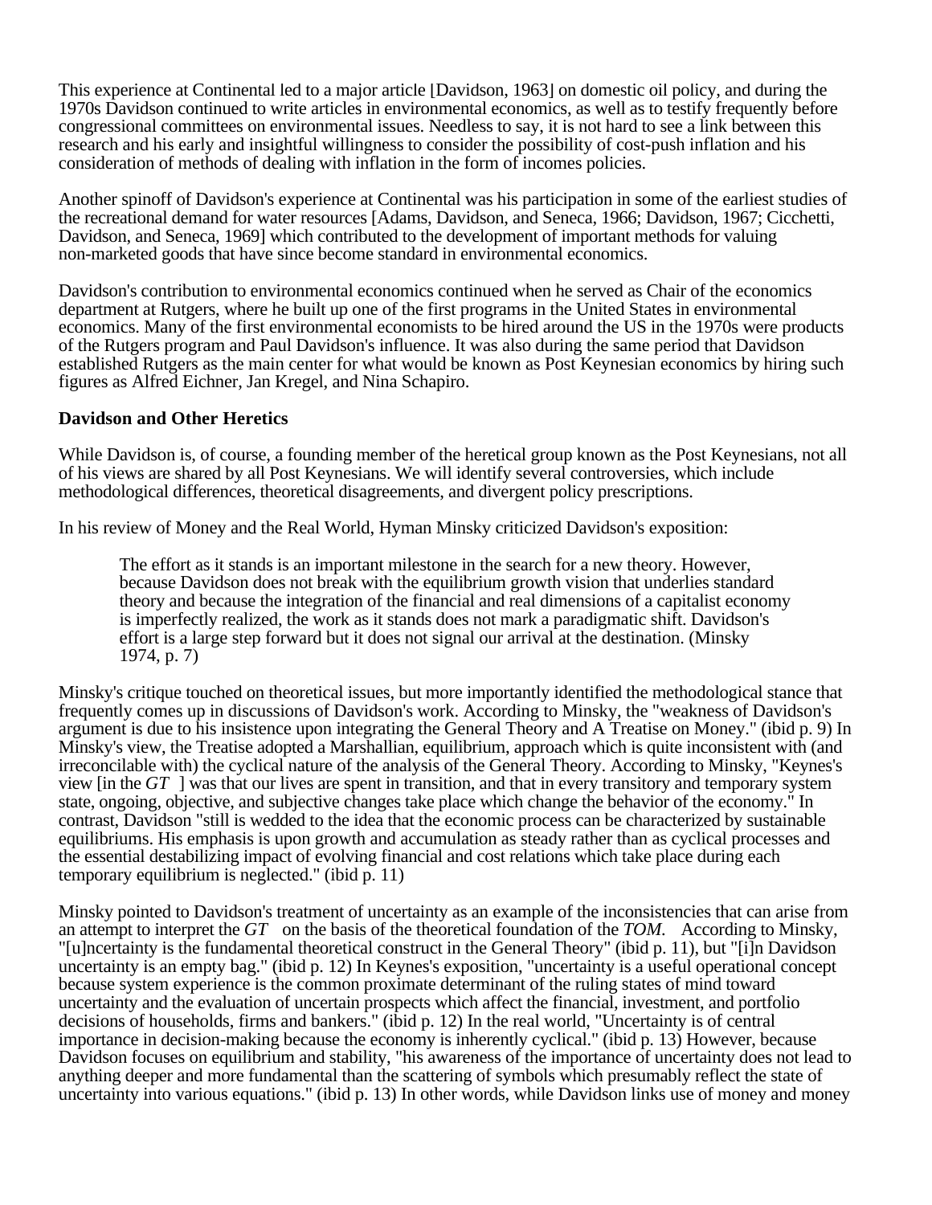This experience at Continental led to a major article [Davidson, 1963] on domestic oil policy, and during the 1970s Davidson continued to write articles in environmental economics, as well as to testify frequently before congressional committees on environmental issues. Needless to say, it is not hard to see a link between this research and his early and insightful willingness to consider the possibility of cost-push inflation and his consideration of methods of dealing with inflation in the form of incomes policies.

Another spinoff of Davidson's experience at Continental was his participation in some of the earliest studies of the recreational demand for water resources [Adams, Davidson, and Seneca, 1966; Davidson, 1967; Cicchetti, Davidson, and Seneca, 1969] which contributed to the development of important methods for valuing non-marketed goods that have since become standard in environmental economics.

Davidson's contribution to environmental economics continued when he served as Chair of the economics department at Rutgers, where he built up one of the first programs in the United States in environmental economics. Many of the first environmental economists to be hired around the US in the 1970s were products of the Rutgers program and Paul Davidson's influence. It was also during the same period that Davidson established Rutgers as the main center for what would be known as Post Keynesian economics by hiring such figures as Alfred Eichner, Jan Kregel, and Nina Schapiro.

**Davidson and Other Heretics**

While Davidson is, of course, a founding member of the heretical group known as the Post Keynesians, not all of his views are shared by all Post Keynesians. We will identify several controversies, which include methodological differences, theoretical disagreements, and divergent policy prescriptions.

In his review of Money and the Real World, Hyman Minsky criticized Davidson's exposition:

> The effort as it stands is an important milestone in the search for a new theory. However, because Davidson does not break with the equilibrium growth vision that underlies standard theory and because the integration of the financial and real dimensions of a capitalist economy is imperfectly realized, the work as it stands does not mark a paradigmatic shift. Davidson's effort is a large step forward but it does not signal our arrival at the destination. (Minsky 1974, p. 7)

Minsky's critique touched on theoretical issues, but more importantly identified the methodological stance that frequently comes up in discussions of Davidson's work. According to Minsky, the "weakness of Davidson's argument is due to his insistence upon integrating the General Theory and A Treatise on Money." (ibid p. 9) In Minsky's view, the Treatise adopted a Marshallian, equilibrium, approach which is quite inconsistent with (and irreconcilable with) the cyclical nature of the analysis of the General Theory. According to Minsky, "Keynes's view [in the *GT* ] was that our lives are spent in transition, and that in every transitory and temporary system state, ongoing, objective, and subjective changes take place which change the behavior of the economy." In contrast, Davidson "still is wedded to the idea that the economic process can be characterized by sustainable equilibriums. His emphasis is upon growth and accumulation as steady rather than as cyclical processes and the essential destabilizing impact of evolving financial and cost relations which take place during each temporary equilibrium is neglected." (ibid p. 11)

Minsky pointed to Davidson's treatment of uncertainty as an example of the inconsistencies that can arise from an attempt to interpret the *GT* on the basis of the theoretical foundation of the *TOM.* According to Minsky, "[u]ncertainty is the fundamental theoretical construct in the General Theory" (ibid p. 11), but "[i]n Davidson uncertainty is an empty bag." (ibid p. 12) In Keynes's exposition, "uncertainty is a useful operational concept because system experience is the common proximate determinant of the ruling states of mind toward uncertainty and the evaluation of uncertain prospects which affect the financial, investment, and portfolio decisions of households, firms and bankers." (ibid p. 12) In the real world, "Uncertainty is of central importance in decision-making because the economy is inherently cyclical." (ibid p. 13) However, because Davidson focuses on equilibrium and stability, "his awareness of the importance of uncertainty does not lead to anything deeper and more fundamental than the scattering of symbols which presumably reflect the state of uncertainty into various equations." (ibid p. 13) In other words, while Davidson links use of money and money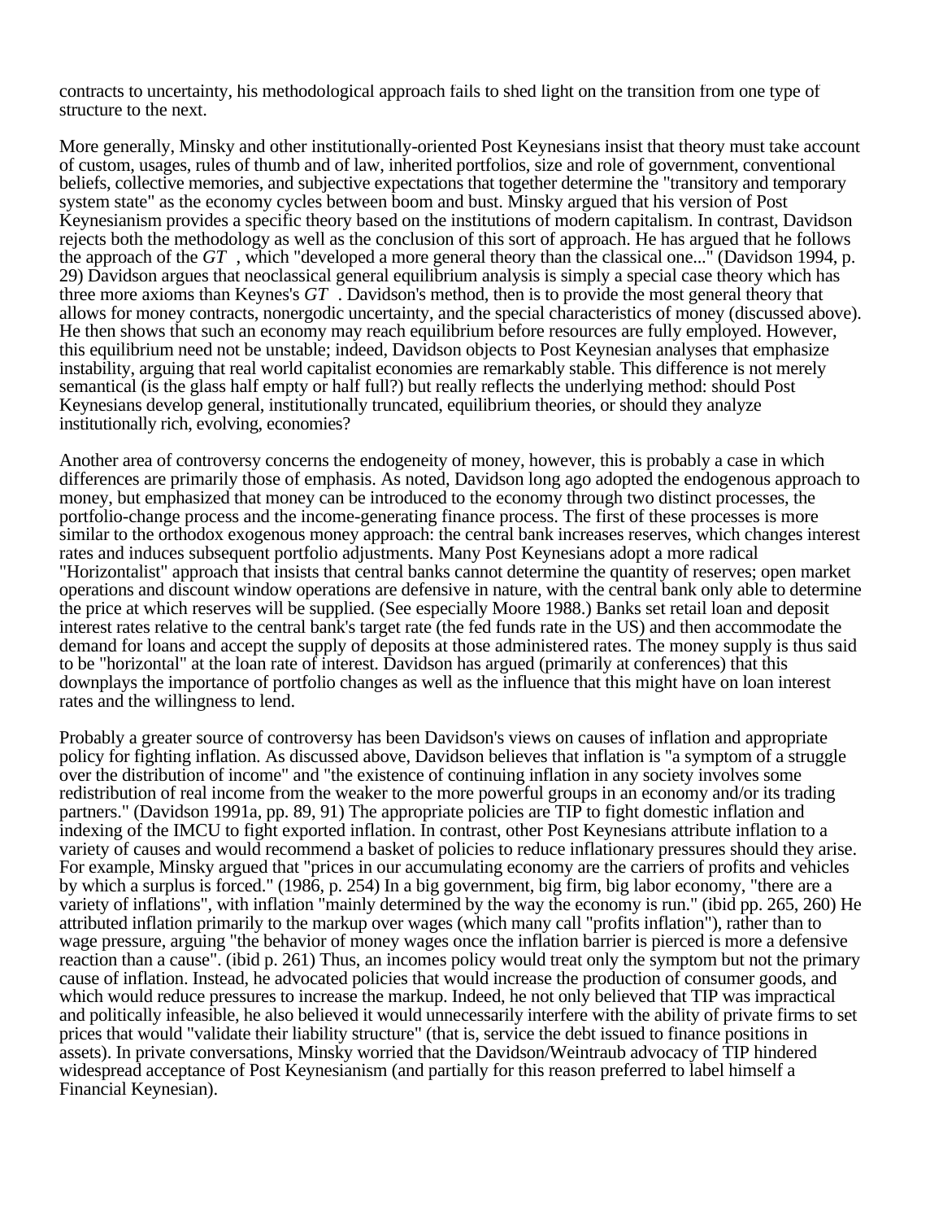contracts to uncertainty, his methodological approach fails to shed light on the transition from one type of structure to the next.

More generally, Minsky and other institutionally-oriented Post Keynesians insist that theory must take account of custom, usages, rules of thumb and of law, inherited portfolios, size and role of government, conventional beliefs, collective memories, and subjective expectations that together determine the "transitory and temporary system state" as the economy cycles between boom and bust. Minsky argued that his version of Post Keynesianism provides a specific theory based on the institutions of modern capitalism. In contrast, Davidson rejects both the methodology as well as the conclusion of this sort of approach. He has argued that he follows the approach of the *GT* , which "developed a more general theory than the classical one..." (Davidson 1994, p. 29) Davidson argues that neoclassical general equilibrium analysis is simply a special case theory which has three more axioms than Keynes's *GT* . Davidson's method, then is to provide the most general theory that allows for money contracts, nonergodic uncertainty, and the special characteristics of money (discussed above). He then shows that such an economy may reach equilibrium before resources are fully employed. However, this equilibrium need not be unstable; indeed, Davidson objects to Post Keynesian analyses that emphasize instability, arguing that real world capitalist economies are remarkably stable. This difference is not merely semantical (is the glass half empty or half full?) but really reflects the underlying method: should Post Keynesians develop general, institutionally truncated, equilibrium theories, or should they analyze institutionally rich, evolving, economies?

Another area of controversy concerns the endogeneity of money, however, this is probably a case in which differences are primarily those of emphasis. As noted, Davidson long ago adopted the endogenous approach to money, but emphasized that money can be introduced to the economy through two distinct processes, the portfolio-change process and the income-generating finance process. The first of these processes is more similar to the orthodox exogenous money approach: the central bank increases reserves, which changes interest rates and induces subsequent portfolio adjustments. Many Post Keynesians adopt a more radical "Horizontalist" approach that insists that central banks cannot determine the quantity of reserves; open market operations and discount window operations are defensive in nature, with the central bank only able to determine the price at which reserves will be supplied. (See especially Moore 1988.) Banks set retail loan and deposit interest rates relative to the central bank's target rate (the fed funds rate in the US) and then accommodate the demand for loans and accept the supply of deposits at those administered rates. The money supply is thus said to be "horizontal" at the loan rate of interest. Davidson has argued (primarily at conferences) that this downplays the importance of portfolio changes as well as the influence that this might have on loan interest rates and the willingness to lend.

Probably a greater source of controversy has been Davidson's views on causes of inflation and appropriate policy for fighting inflation. As discussed above, Davidson believes that inflation is "a symptom of a struggle over the distribution of income" and "the existence of continuing inflation in any society involves some redistribution of real income from the weaker to the more powerful groups in an economy and/or its trading partners." (Davidson 1991a, pp. 89, 91) The appropriate policies are TIP to fight domestic inflation and indexing of the IMCU to fight exported inflation. In contrast, other Post Keynesians attribute inflation to a variety of causes and would recommend a basket of policies to reduce inflationary pressures should they arise. For example, Minsky argued that "prices in our accumulating economy are the carriers of profits and vehicles by which a surplus is forced." (1986, p. 254) In a big government, big firm, big labor economy, "there are a variety of inflations", with inflation "mainly determined by the way the economy is run." (ibid pp. 265, 260) He attributed inflation primarily to the markup over wages (which many call "profits inflation"), rather than to wage pressure, arguing "the behavior of money wages once the inflation barrier is pierced is more a defensive reaction than a cause". (ibid p. 261) Thus, an incomes policy would treat only the symptom but not the primary cause of inflation. Instead, he advocated policies that would increase the production of consumer goods, and which would reduce pressures to increase the markup. Indeed, he not only believed that TIP was impractical and politically infeasible, he also believed it would unnecessarily interfere with the ability of private firms to set prices that would "validate their liability structure" (that is, service the debt issued to finance positions in assets). In private conversations, Minsky worried that the Davidson/Weintraub advocacy of TIP hindered widespread acceptance of Post Keynesianism (and partially for this reason preferred to label himself a Financial Keynesian).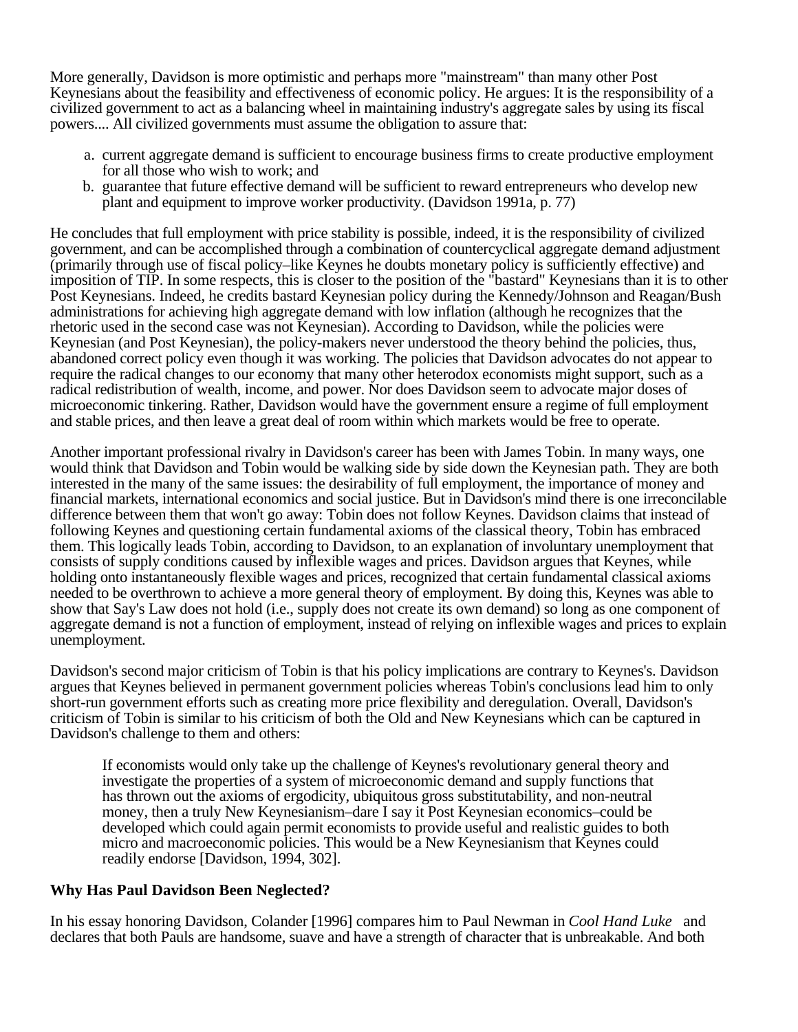More generally, Davidson is more optimistic and perhaps more "mainstream" than many other Post Keynesians about the feasibility and effectiveness of economic policy. He argues: It is the responsibility of a civilized government to act as a balancing wheel in maintaining industry's aggregate sales by using its fiscal powers.... All civilized governments must assume the obligation to assure that:

a. current aggregate demand is sufficient to encourage business firms to create productive employment for all those who wish to work; and
b. guarantee that future effective demand will be sufficient to reward entrepreneurs who develop new plant and equipment to improve worker productivity. (Davidson 1991a, p. 77)

He concludes that full employment with price stability is possible, indeed, it is the responsibility of civilized government, and can be accomplished through a combination of countercyclical aggregate demand adjustment (primarily through use of fiscal policy–like Keynes he doubts monetary policy is sufficiently effective) and imposition of TIP. In some respects, this is closer to the position of the "bastard" Keynesians than it is to other Post Keynesians. Indeed, he credits bastard Keynesian policy during the Kennedy/Johnson and Reagan/Bush administrations for achieving high aggregate demand with low inflation (although he recognizes that the rhetoric used in the second case was not Keynesian). According to Davidson, while the policies were Keynesian (and Post Keynesian), the policy-makers never understood the theory behind the policies, thus, abandoned correct policy even though it was working. The policies that Davidson advocates do not appear to require the radical changes to our economy that many other heterodox economists might support, such as a radical redistribution of wealth, income, and power. Nor does Davidson seem to advocate major doses of microeconomic tinkering. Rather, Davidson would have the government ensure a regime of full employment and stable prices, and then leave a great deal of room within which markets would be free to operate.

Another important professional rivalry in Davidson's career has been with James Tobin. In many ways, one would think that Davidson and Tobin would be walking side by side down the Keynesian path. They are both interested in the many of the same issues: the desirability of full employment, the importance of money and financial markets, international economics and social justice. But in Davidson's mind there is one irreconcilable difference between them that won't go away: Tobin does not follow Keynes. Davidson claims that instead of following Keynes and questioning certain fundamental axioms of the classical theory, Tobin has embraced them. This logically leads Tobin, according to Davidson, to an explanation of involuntary unemployment that consists of supply conditions caused by inflexible wages and prices. Davidson argues that Keynes, while holding onto instantaneously flexible wages and prices, recognized that certain fundamental classical axioms needed to be overthrown to achieve a more general theory of employment. By doing this, Keynes was able to show that Say's Law does not hold (i.e., supply does not create its own demand) so long as one component of aggregate demand is not a function of employment, instead of relying on inflexible wages and prices to explain unemployment.

Davidson's second major criticism of Tobin is that his policy implications are contrary to Keynes's. Davidson argues that Keynes believed in permanent government policies whereas Tobin's conclusions lead him to only short-run government efforts such as creating more price flexibility and deregulation. Overall, Davidson's criticism of Tobin is similar to his criticism of both the Old and New Keynesians which can be captured in Davidson's challenge to them and others:

> If economists would only take up the challenge of Keynes's revolutionary general theory and investigate the properties of a system of microeconomic demand and supply functions that has thrown out the axioms of ergodicity, ubiquitous gross substitutability, and non-neutral money, then a truly New Keynesianism–dare I say it Post Keynesian economics–could be developed which could again permit economists to provide useful and realistic guides to both micro and macroeconomic policies. This would be a New Keynesianism that Keynes could readily endorse [Davidson, 1994, 302].

### Why Has Paul Davidson Been Neglected?

In his essay honoring Davidson, Colander [1996] compares him to Paul Newman in *Cool Hand Luke* and declares that both Pauls are handsome, suave and have a strength of character that is unbreakable. And both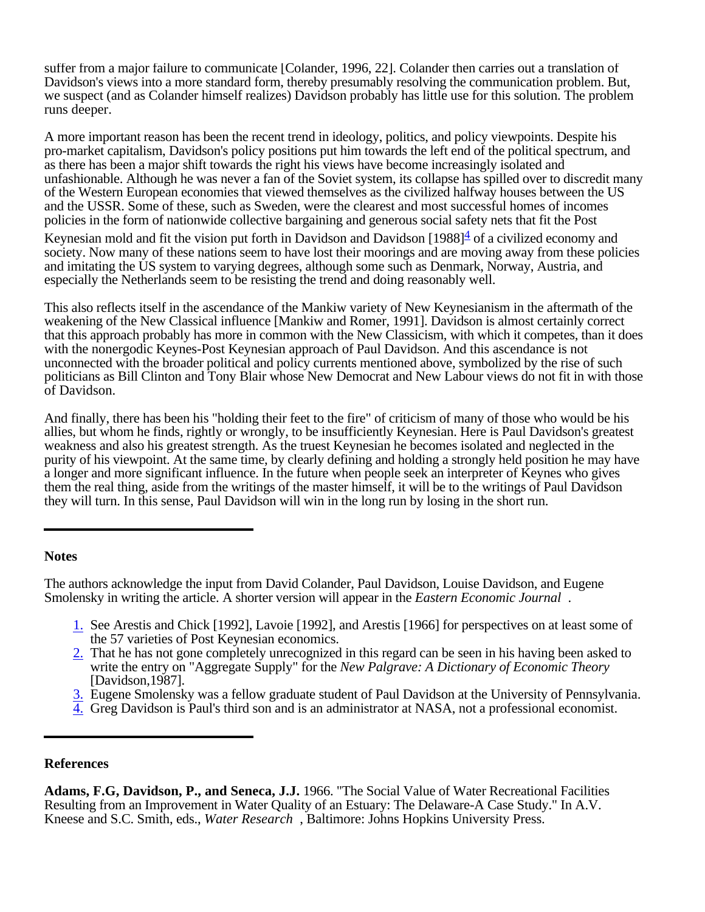suffer from a major failure to communicate [Colander, 1996, 22]. Colander then carries out a translation of Davidson's views into a more standard form, thereby presumably resolving the communication problem. But, we suspect (and as Colander himself realizes) Davidson probably has little use for this solution. The problem runs deeper.

A more important reason has been the recent trend in ideology, politics, and policy viewpoints. Despite his pro-market capitalism, Davidson's policy positions put him towards the left end of the political spectrum, and as there has been a major shift towards the right his views have become increasingly isolated and unfashionable. Although he was never a fan of the Soviet system, its collapse has spilled over to discredit many of the Western European economies that viewed themselves as the civilized halfway houses between the US and the USSR. Some of these, such as Sweden, were the clearest and most successful homes of incomes policies in the form of nationwide collective bargaining and generous social safety nets that fit the Post Keynesian mold and fit the vision put forth in Davidson and Davidson [1988][4] of a civilized economy and society. Now many of these nations seem to have lost their moorings and are moving away from these policies and imitating the US system to varying degrees, although some such as Denmark, Norway, Austria, and especially the Netherlands seem to be resisting the trend and doing reasonably well.

This also reflects itself in the ascendance of the Mankiw variety of New Keynesianism in the aftermath of the weakening of the New Classical influence [Mankiw and Romer, 1991]. Davidson is almost certainly correct that this approach probably has more in common with the New Classicism, with which it competes, than it does with the nonergodic Keynes-Post Keynesian approach of Paul Davidson. And this ascendance is not unconnected with the broader political and policy currents mentioned above, symbolized by the rise of such politicians as Bill Clinton and Tony Blair whose New Democrat and New Labour views do not fit in with those of Davidson.

And finally, there has been his "holding their feet to the fire" of criticism of many of those who would be his allies, but whom he finds, rightly or wrongly, to be insufficiently Keynesian. Here is Paul Davidson's greatest weakness and also his greatest strength. As the truest Keynesian he becomes isolated and neglected in the purity of his viewpoint. At the same time, by clearly defining and holding a strongly held position he may have a longer and more significant influence. In the future when people seek an interpreter of Keynes who gives them the real thing, aside from the writings of the master himself, it will be to the writings of Paul Davidson they will turn. In this sense, Paul Davidson will win in the long run by losing in the short run.

---

**Notes**

The authors acknowledge the input from David Colander, Paul Davidson, Louise Davidson, and Eugene Smolensky in writing the article. A shorter version will appear in the *Eastern Economic Journal* .

1. See Arestis and Chick [1992], Lavoie [1992], and Arestis [1966] for perspectives on at least some of the 57 varieties of Post Keynesian economics.
2. That he has not gone completely unrecognized in this regard can be seen in his having been asked to write the entry on "Aggregate Supply" for the *New Palgrave: A Dictionary of Economic Theory* [Davidson,1987].
3. Eugene Smolensky was a fellow graduate student of Paul Davidson at the University of Pennsylvania.
4. Greg Davidson is Paul's third son and is an administrator at NASA, not a professional economist.

---

**References**

**Adams, F.G, Davidson, P., and Seneca, J.J.** 1966. "The Social Value of Water Recreational Facilities Resulting from an Improvement in Water Quality of an Estuary: The Delaware-A Case Study." In A.V. Kneese and S.C. Smith, eds., *Water Research* , Baltimore: Johns Hopkins University Press.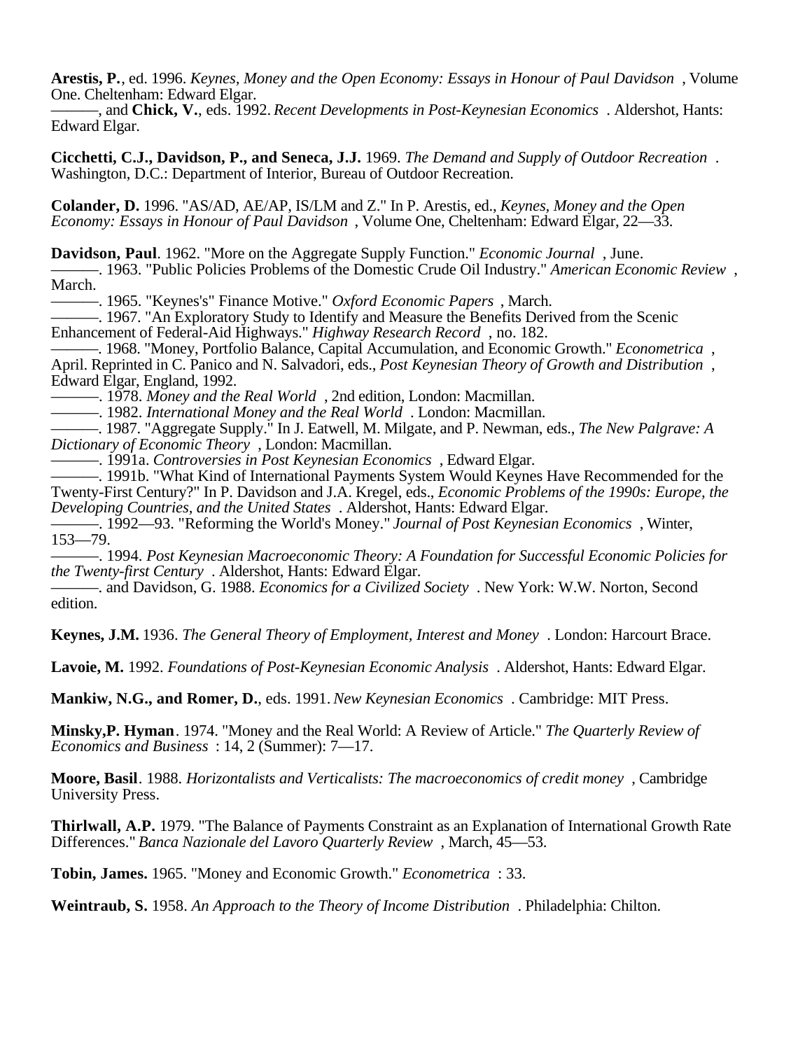**Arestis, P.**, ed. 1996. *Keynes, Money and the Open Economy: Essays in Honour of Paul Davidson*, Volume One. Cheltenham: Edward Elgar.
———, and **Chick, V.**, eds. 1992. *Recent Developments in Post-Keynesian Economics*. Aldershot, Hants: Edward Elgar.

**Cicchetti, C.J., Davidson, P., and Seneca, J.J.** 1969. *The Demand and Supply of Outdoor Recreation*. Washington, D.C.: Department of Interior, Bureau of Outdoor Recreation.

**Colander, D.** 1996. "AS/AD, AE/AP, IS/LM and Z." In P. Arestis, ed., *Keynes, Money and the Open Economy: Essays in Honour of Paul Davidson*, Volume One, Cheltenham: Edward Elgar, 22—33.

**Davidson, Paul**. 1962. "More on the Aggregate Supply Function." *Economic Journal*, June.
———. 1963. "Public Policies Problems of the Domestic Crude Oil Industry." *American Economic Review*, March.
———. 1965. "Keynes's" Finance Motive." *Oxford Economic Papers*, March.
———. 1967. "An Exploratory Study to Identify and Measure the Benefits Derived from the Scenic Enhancement of Federal-Aid Highways." *Highway Research Record*, no. 182.
———. 1968. "Money, Portfolio Balance, Capital Accumulation, and Economic Growth." *Econometrica*, April. Reprinted in C. Panico and N. Salvadori, eds., *Post Keynesian Theory of Growth and Distribution*, Edward Elgar, England, 1992.
———. 1978. *Money and the Real World*, 2nd edition, London: Macmillan.
———. 1982. *International Money and the Real World*. London: Macmillan.
———. 1987. "Aggregate Supply." In J. Eatwell, M. Milgate, and P. Newman, eds., *The New Palgrave: A Dictionary of Economic Theory*, London: Macmillan.
———. 1991a. *Controversies in Post Keynesian Economics*, Edward Elgar.
———. 1991b. "What Kind of International Payments System Would Keynes Have Recommended for the Twenty-First Century?" In P. Davidson and J.A. Kregel, eds., *Economic Problems of the 1990s: Europe, the Developing Countries, and the United States*. Aldershot, Hants: Edward Elgar.
———. 1992—93. "Reforming the World's Money." *Journal of Post Keynesian Economics*, Winter, 153—79.
———. 1994. *Post Keynesian Macroeconomic Theory: A Foundation for Successful Economic Policies for the Twenty-first Century*. Aldershot, Hants: Edward Elgar.
———. and Davidson, G. 1988. *Economics for a Civilized Society*. New York: W.W. Norton, Second edition.

**Keynes, J.M.** 1936. *The General Theory of Employment, Interest and Money*. London: Harcourt Brace.

**Lavoie, M.** 1992. *Foundations of Post-Keynesian Economic Analysis*. Aldershot, Hants: Edward Elgar.

**Mankiw, N.G., and Romer, D.**, eds. 1991. *New Keynesian Economics*. Cambridge: MIT Press.

**Minsky,P. Hyman**. 1974. "Money and the Real World: A Review of Article." *The Quarterly Review of Economics and Business*: 14, 2 (Summer): 7—17.

**Moore, Basil**. 1988. *Horizontalists and Verticalists: The macroeconomics of credit money*, Cambridge University Press.

**Thirlwall, A.P.** 1979. "The Balance of Payments Constraint as an Explanation of International Growth Rate Differences." *Banca Nazionale del Lavoro Quarterly Review*, March, 45—53.

**Tobin, James.** 1965. "Money and Economic Growth." *Econometrica*: 33.

**Weintraub, S.** 1958. *An Approach to the Theory of Income Distribution*. Philadelphia: Chilton.